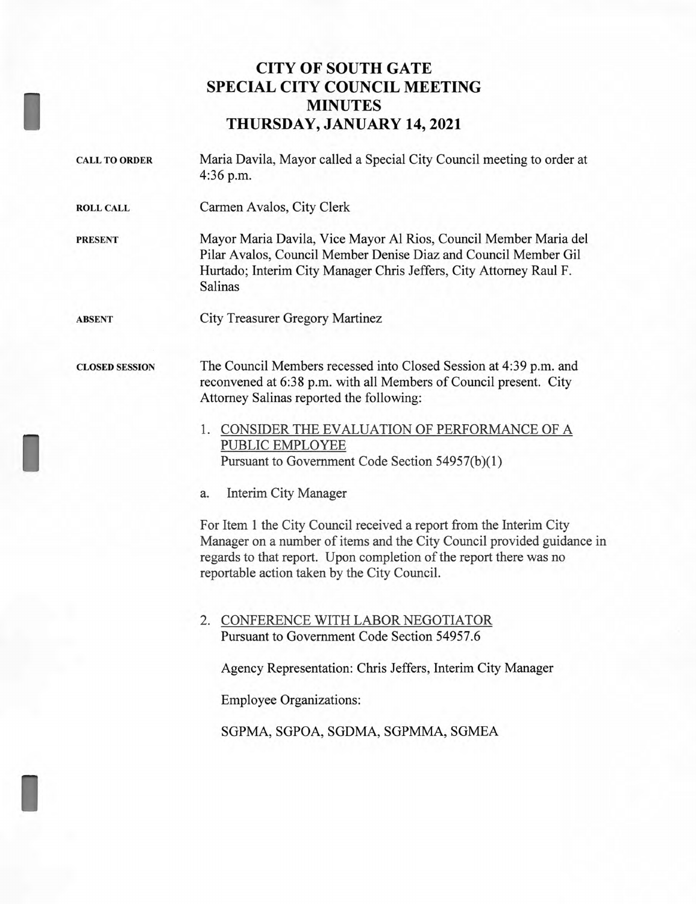# CITY OF SOUTH GATE
# SPECIAL CITY COUNCIL MEETING
# MINUTES
# THURSDAY, JANUARY 14, 2021

**CALL TO ORDER** Maria Davila, Mayor called a Special City Council meeting to order at 4:36 p.m.

**ROLL CALL** Carmen Avalos, City Clerk

**PRESENT** Mayor Maria Davila, Vice Mayor Al Rios, Council Member Maria del Pilar Avalos, Council Member Denise Diaz and Council Member Gil Hurtado; Interim City Manager Chris Jeffers, City Attorney Raul F. Salinas

**ABSENT** City Treasurer Gregory Martinez

**CLOSED SESSION** The Council Members recessed into Closed Session at 4:39 p.m. and reconvened at 6:38 p.m. with all Members of Council present. City Attorney Salinas reported the following:

1. CONSIDER THE EVALUATION OF PERFORMANCE OF A PUBLIC EMPLOYEE
   Pursuant to Government Code Section 54957(b)(1)

   a. Interim City Manager

For Item 1 the City Council received a report from the Interim City Manager on a number of items and the City Council provided guidance in regards to that report. Upon completion of the report there was no reportable action taken by the City Council.

2. CONFERENCE WITH LABOR NEGOTIATOR
   Pursuant to Government Code Section 54957.6

   Agency Representation: Chris Jeffers, Interim City Manager

   Employee Organizations:

   SGPMA, SGPOA, SGDMA, SGPMMA, SGMEA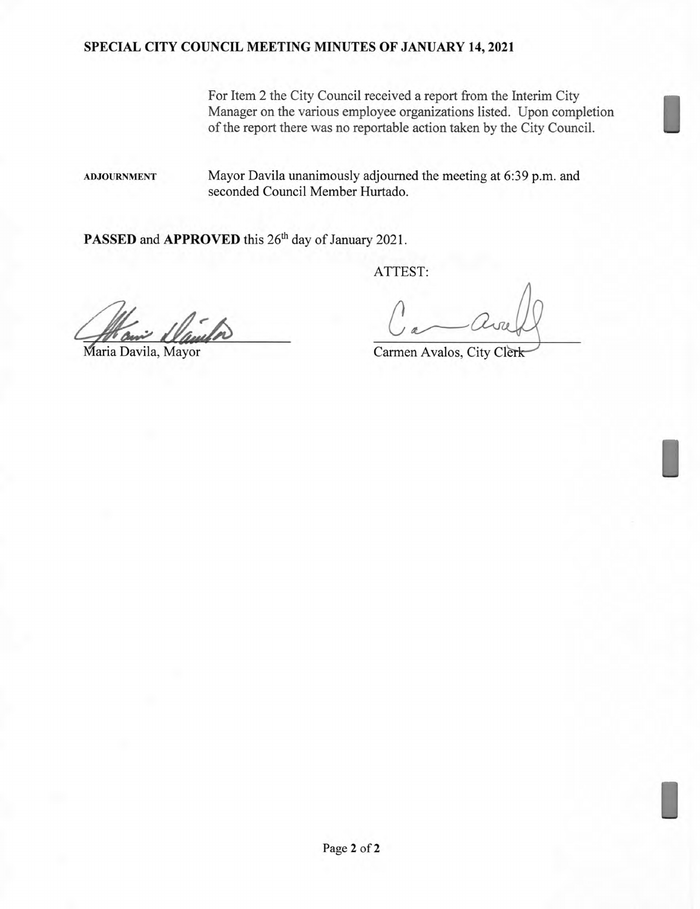**SPECIAL CITY COUNCIL MEETING MINUTES OF JANUARY 14, 2021**

For Item 2 the City Council received a report from the Interim City Manager on the various employee organizations listed. Upon completion of the report there was no reportable action taken by the City Council.

**ADJOURNMENT** Mayor Davila unanimously adjourned the meeting at 6:39 p.m. and seconded Council Member Hurtado.

**PASSED** and **APPROVED** this 26th day of January 2021.

ATTEST:

Maria Davila, Mayor

Carmen Avalos, City Clerk